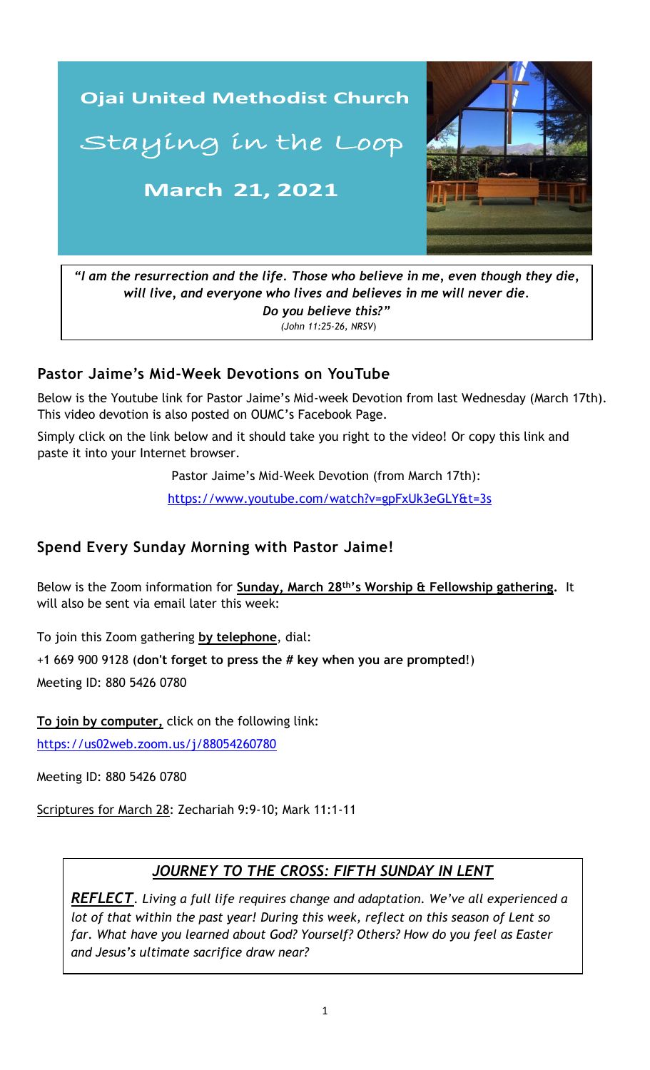# Ojai United Methodist Church

## Staying in the Loop

**March 21, 2021**

> ***"I am the resurrection and the life. Those who believe in me, even though they die, will live, and everyone who lives and believes in me will never die. Do you believe this?"***
> *(John 11:25-26, NRSV)*

## Pastor Jaime's Mid-Week Devotions on YouTube

Below is the Youtube link for Pastor Jaime's Mid-week Devotion from last Wednesday (March 17th). This video devotion is also posted on OUMC's Facebook Page.

Simply click on the link below and it should take you right to the video! Or copy this link and paste it into your Internet browser.

Pastor Jaime's Mid-Week Devotion (from March 17th):

https://www.youtube.com/watch?v=gpFxUk3eGLY&t=3s

## Spend Every Sunday Morning with Pastor Jaime!

Below is the Zoom information for **Sunday, March 28th's Worship & Fellowship gathering.** It will also be sent via email later this week:

To join this Zoom gathering **by telephone**, dial:

+1 669 900 9128 (**don't forget to press the # key when you are prompted**!)

Meeting ID: 880 5426 0780

**To join by computer,** click on the following link:

https://us02web.zoom.us/j/88054260780

Meeting ID: 880 5426 0780

Scriptures for March 28: Zechariah 9:9-10; Mark 11:1-11

### *JOURNEY TO THE CROSS: FIFTH SUNDAY IN LENT*

***REFLECT***. *Living a full life requires change and adaptation. We've all experienced a lot of that within the past year! During this week, reflect on this season of Lent so far. What have you learned about God? Yourself? Others? How do you feel as Easter and Jesus's ultimate sacrifice draw near?*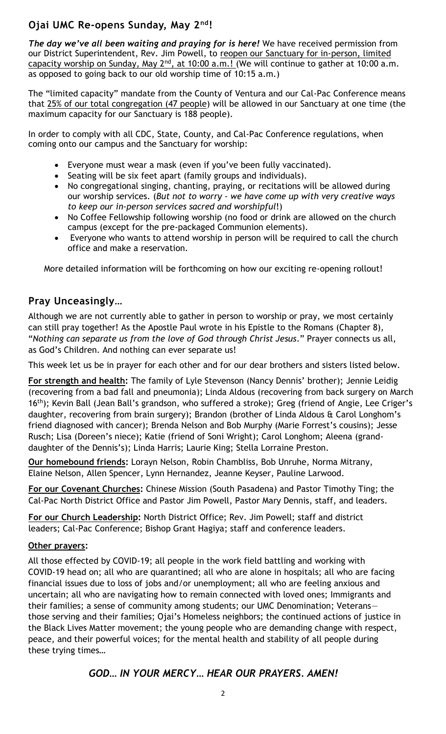## Ojai UMC Re-opens Sunday, May 2nd!

***The day we've all been waiting and praying for is here!*** We have received permission from our District Superintendent, Rev. Jim Powell, to reopen our Sanctuary for in-person, limited capacity worship on Sunday, May 2nd, at 10:00 a.m.! (We will continue to gather at 10:00 a.m. as opposed to going back to our old worship time of 10:15 a.m.)

The "limited capacity" mandate from the County of Ventura and our Cal-Pac Conference means that 25% of our total congregation (47 people) will be allowed in our Sanctuary at one time (the maximum capacity for our Sanctuary is 188 people).

In order to comply with all CDC, State, County, and Cal-Pac Conference regulations, when coming onto our campus and the Sanctuary for worship:

- Everyone must wear a mask (even if you've been fully vaccinated).
- Seating will be six feet apart (family groups and individuals).
- No congregational singing, chanting, praying, or recitations will be allowed during our worship services. (*But not to worry - we have come up with very creative ways to keep our in-person services sacred and worshipful!*)
- No Coffee Fellowship following worship (no food or drink are allowed on the church campus (except for the pre-packaged Communion elements).
- Everyone who wants to attend worship in person will be required to call the church office and make a reservation.

More detailed information will be forthcoming on how our exciting re-opening rollout!

## Pray Unceasingly…

Although we are not currently able to gather in person to worship or pray, we most certainly can still pray together! As the Apostle Paul wrote in his Epistle to the Romans (Chapter 8), "*Nothing can separate us from the love of God through Christ Jesus.*" Prayer connects us all, as God's Children. And nothing can ever separate us!

This week let us be in prayer for each other and for our dear brothers and sisters listed below.

**For strength and health:** The family of Lyle Stevenson (Nancy Dennis' brother); Jennie Leidig (recovering from a bad fall and pneumonia); Linda Aldous (recovering from back surgery on March 16th); Kevin Ball (Jean Ball's grandson, who suffered a stroke); Greg (friend of Angie, Lee Criger's daughter, recovering from brain surgery); Brandon (brother of Linda Aldous & Carol Longhom's friend diagnosed with cancer); Brenda Nelson and Bob Murphy (Marie Forrest's cousins); Jesse Rusch; Lisa (Doreen's niece); Katie (friend of Soni Wright); Carol Longhom; Aleena (grand-daughter of the Dennis's); Linda Harris; Laurie King; Stella Lorraine Preston.

**Our homebound friends:** Lorayn Nelson, Robin Chambliss, Bob Unruhe, Norma Mitrany, Elaine Nelson, Allen Spencer, Lynn Hernandez, Jeanne Keyser, Pauline Larwood.

**For our Covenant Churches:** Chinese Mission (South Pasadena) and Pastor Timothy Ting; the Cal-Pac North District Office and Pastor Jim Powell, Pastor Mary Dennis, staff, and leaders.

**For our Church Leadership:** North District Office; Rev. Jim Powell; staff and district leaders; Cal-Pac Conference; Bishop Grant Hagiya; staff and conference leaders.

**Other prayers:**

All those effected by COVID-19; all people in the work field battling and working with COVID-19 head on; all who are quarantined; all who are alone in hospitals; all who are facing financial issues due to loss of jobs and/or unemployment; all who are feeling anxious and uncertain; all who are navigating how to remain connected with loved ones; Immigrants and their families; a sense of community among students; our UMC Denomination; Veterans—those serving and their families; Ojai's Homeless neighbors; the continued actions of justice in the Black Lives Matter movement; the young people who are demanding change with respect, peace, and their powerful voices; for the mental health and stability of all people during these trying times…

***GOD… IN YOUR MERCY… HEAR OUR PRAYERS. AMEN!***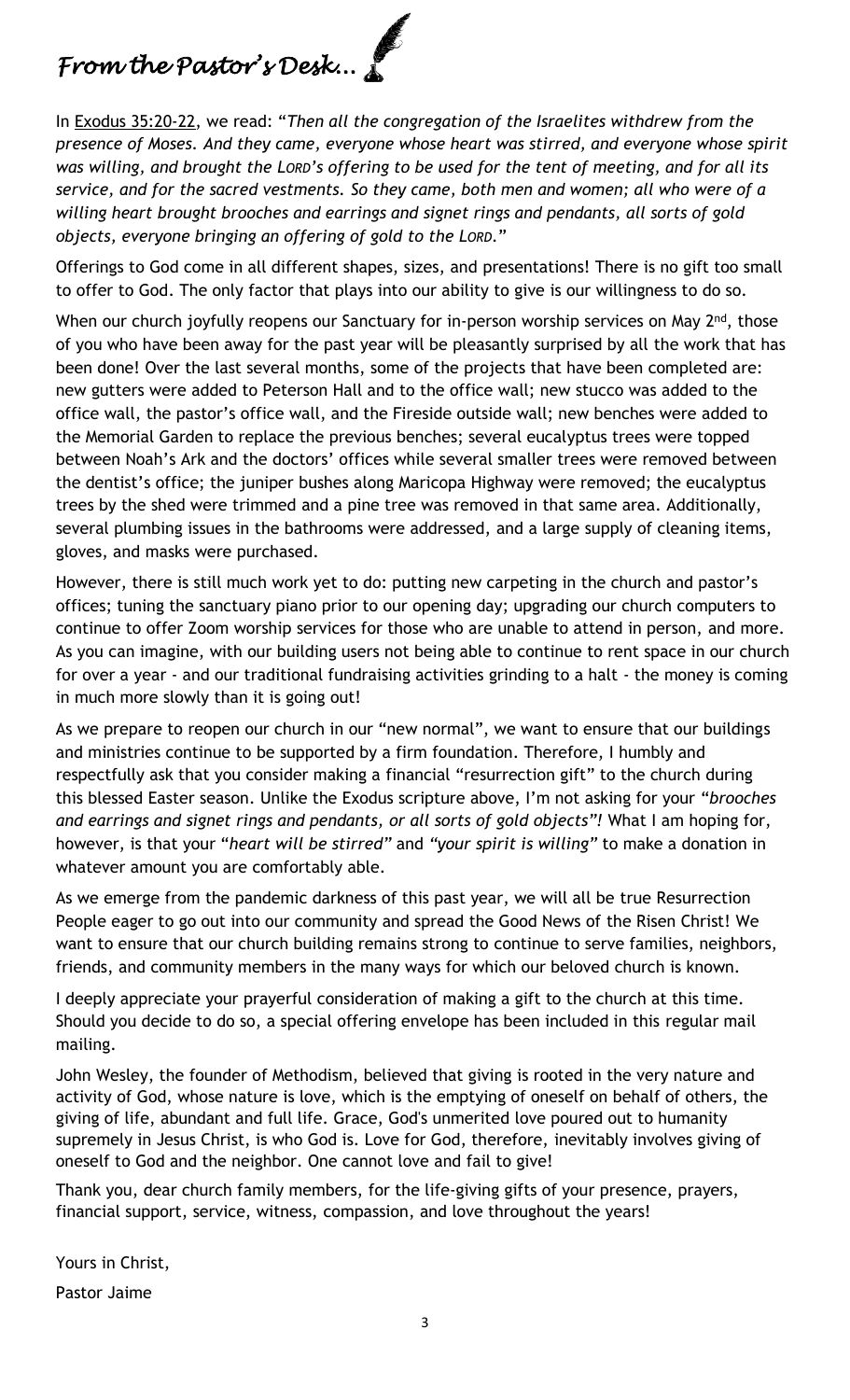# *From the Pastor's Desk...*

In Exodus 35:20-22, we read: "*Then all the congregation of the Israelites withdrew from the presence of Moses. And they came, everyone whose heart was stirred, and everyone whose spirit was willing, and brought the LORD's offering to be used for the tent of meeting, and for all its service, and for the sacred vestments. So they came, both men and women; all who were of a willing heart brought brooches and earrings and signet rings and pendants, all sorts of gold objects, everyone bringing an offering of gold to the LORD.*"

Offerings to God come in all different shapes, sizes, and presentations! There is no gift too small to offer to God. The only factor that plays into our ability to give is our willingness to do so.

When our church joyfully reopens our Sanctuary for in-person worship services on May 2nd, those of you who have been away for the past year will be pleasantly surprised by all the work that has been done! Over the last several months, some of the projects that have been completed are: new gutters were added to Peterson Hall and to the office wall; new stucco was added to the office wall, the pastor's office wall, and the Fireside outside wall; new benches were added to the Memorial Garden to replace the previous benches; several eucalyptus trees were topped between Noah's Ark and the doctors' offices while several smaller trees were removed between the dentist's office; the juniper bushes along Maricopa Highway were removed; the eucalyptus trees by the shed were trimmed and a pine tree was removed in that same area. Additionally, several plumbing issues in the bathrooms were addressed, and a large supply of cleaning items, gloves, and masks were purchased.

However, there is still much work yet to do: putting new carpeting in the church and pastor's offices; tuning the sanctuary piano prior to our opening day; upgrading our church computers to continue to offer Zoom worship services for those who are unable to attend in person, and more. As you can imagine, with our building users not being able to continue to rent space in our church for over a year - and our traditional fundraising activities grinding to a halt - the money is coming in much more slowly than it is going out!

As we prepare to reopen our church in our "new normal", we want to ensure that our buildings and ministries continue to be supported by a firm foundation. Therefore, I humbly and respectfully ask that you consider making a financial "resurrection gift" to the church during this blessed Easter season. Unlike the Exodus scripture above, I'm not asking for your "*brooches and earrings and signet rings and pendants, or all sorts of gold objects*"! What I am hoping for, however, is that your "*heart will be stirred*" and "*your spirit is willing*" to make a donation in whatever amount you are comfortably able.

As we emerge from the pandemic darkness of this past year, we will all be true Resurrection People eager to go out into our community and spread the Good News of the Risen Christ! We want to ensure that our church building remains strong to continue to serve families, neighbors, friends, and community members in the many ways for which our beloved church is known.

I deeply appreciate your prayerful consideration of making a gift to the church at this time. Should you decide to do so, a special offering envelope has been included in this regular mail mailing.

John Wesley, the founder of Methodism, believed that giving is rooted in the very nature and activity of God, whose nature is love, which is the emptying of oneself on behalf of others, the giving of life, abundant and full life. Grace, God's unmerited love poured out to humanity supremely in Jesus Christ, is who God is. Love for God, therefore, inevitably involves giving of oneself to God and the neighbor. One cannot love and fail to give!

Thank you, dear church family members, for the life-giving gifts of your presence, prayers, financial support, service, witness, compassion, and love throughout the years!

Yours in Christ,

Pastor Jaime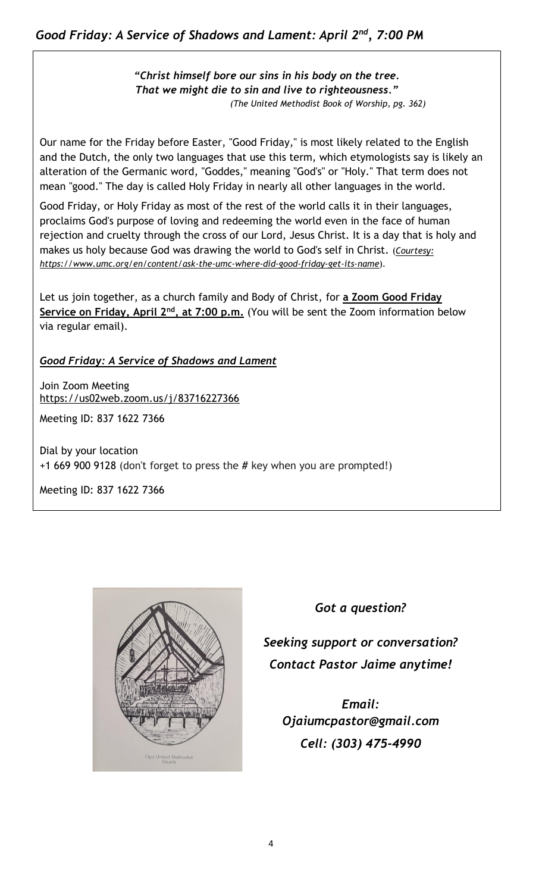## *Good Friday: A Service of Shadows and Lament: April 2nd, 7:00 PM*

> ***"Christ himself bore our sins in his body on the tree.***
> ***That we might die to sin and live to righteousness."***
> *(The United Methodist Book of Worship, pg. 362)*

Our name for the Friday before Easter, "Good Friday," is most likely related to the English and the Dutch, the only two languages that use this term, which etymologists say is likely an alteration of the Germanic word, "Goddes," meaning "God's" or "Holy." That term does not mean "good." The day is called Holy Friday in nearly all other languages in the world.

Good Friday, or Holy Friday as most of the rest of the world calls it in their languages, proclaims God's purpose of loving and redeeming the world even in the face of human rejection and cruelty through the cross of our Lord, Jesus Christ. It is a day that is holy and makes us holy because God was drawing the world to God's self in Christ. (*Courtesy: https://www.umc.org/en/content/ask-the-umc-where-did-good-friday-get-its-name*).

Let us join together, as a church family and Body of Christ, for **a Zoom Good Friday Service on Friday, April 2nd, at 7:00 p.m.** (You will be sent the Zoom information below via regular email).

***Good Friday: A Service of Shadows and Lament***

Join Zoom Meeting
https://us02web.zoom.us/j/83716227366

Meeting ID: 837 1622 7366

Dial by your location
+1 669 900 9128 (don't forget to press the # key when you are prompted!)

Meeting ID: 837 1622 7366

Ojai United Methodist Church

***Got a question?***

***Seeking support or conversation?***
***Contact Pastor Jaime anytime!***

***Email:***
***Ojaiumcpastor@gmail.com***
***Cell: (303) 475-4990***